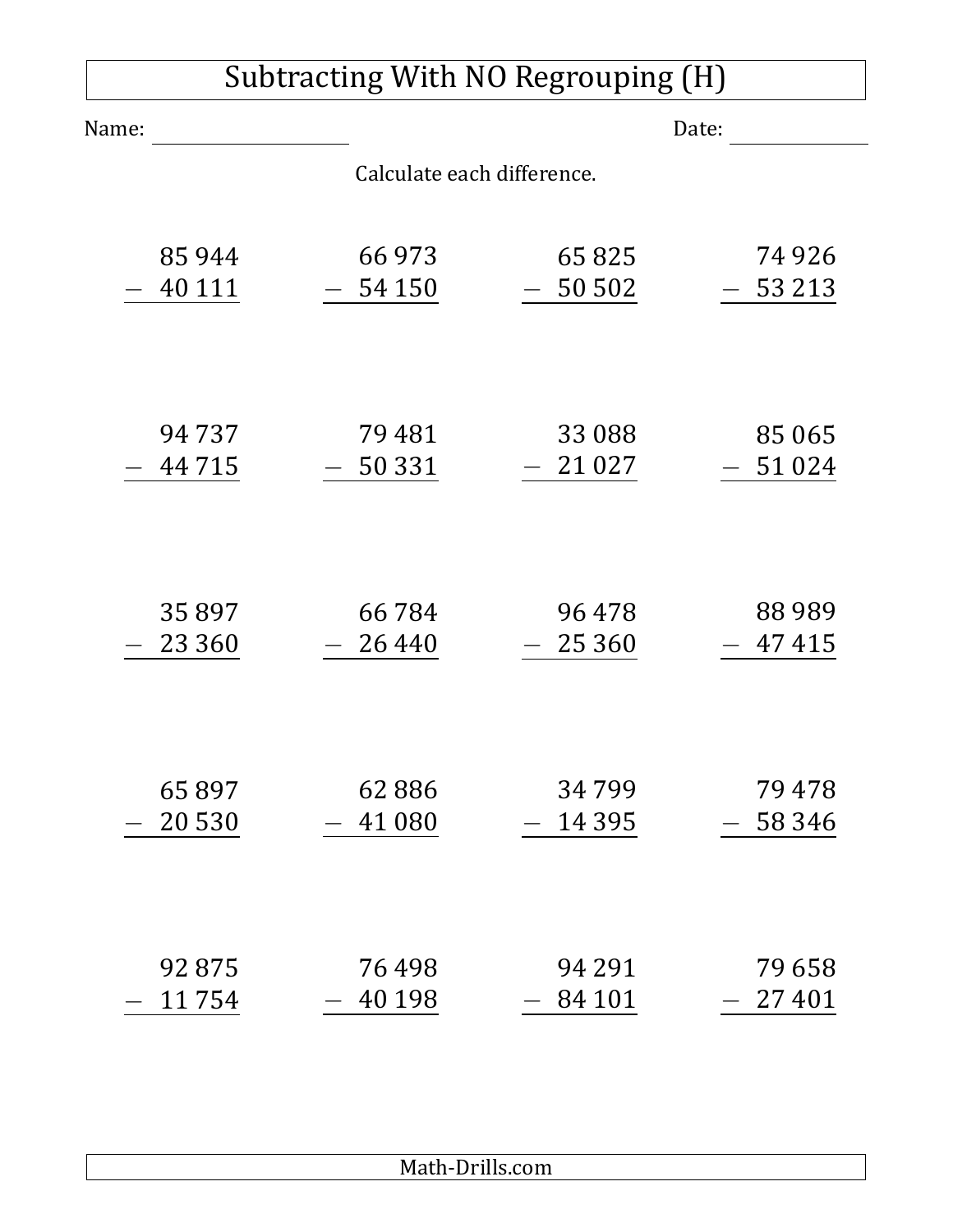# Subtracting With NO Regrouping (H)

Name: ____________________ Date: ______________

Calculate each difference.

$$\begin{array}{r} 85\,944 \\ -\ 40\,111 \\ \hline \end{array} \qquad \begin{array}{r} 66\,973 \\ -\ 54\,150 \\ \hline \end{array} \qquad \begin{array}{r} 65\,825 \\ -\ 50\,502 \\ \hline \end{array} \qquad \begin{array}{r} 74\,926 \\ -\ 53\,213 \\ \hline \end{array}$$

$$\begin{array}{r} 94\,737 \\ -\ 44\,715 \\ \hline \end{array} \qquad \begin{array}{r} 79\,481 \\ -\ 50\,331 \\ \hline \end{array} \qquad \begin{array}{r} 33\,088 \\ -\ 21\,027 \\ \hline \end{array} \qquad \begin{array}{r} 85\,065 \\ -\ 51\,024 \\ \hline \end{array}$$

$$\begin{array}{r} 35\,897 \\ -\ 23\,360 \\ \hline \end{array} \qquad \begin{array}{r} 66\,784 \\ -\ 26\,440 \\ \hline \end{array} \qquad \begin{array}{r} 96\,478 \\ -\ 25\,360 \\ \hline \end{array} \qquad \begin{array}{r} 88\,989 \\ -\ 47\,415 \\ \hline \end{array}$$

$$\begin{array}{r} 65\,897 \\ -\ 20\,530 \\ \hline \end{array} \qquad \begin{array}{r} 62\,886 \\ -\ 41\,080 \\ \hline \end{array} \qquad \begin{array}{r} 34\,799 \\ -\ 14\,395 \\ \hline \end{array} \qquad \begin{array}{r} 79\,478 \\ -\ 58\,346 \\ \hline \end{array}$$

$$\begin{array}{r} 92\,875 \\ -\ 11\,754 \\ \hline \end{array} \qquad \begin{array}{r} 76\,498 \\ -\ 40\,198 \\ \hline \end{array} \qquad \begin{array}{r} 94\,291 \\ -\ 84\,101 \\ \hline \end{array} \qquad \begin{array}{r} 79\,658 \\ -\ 27\,401 \\ \hline \end{array}$$

Math-Drills.com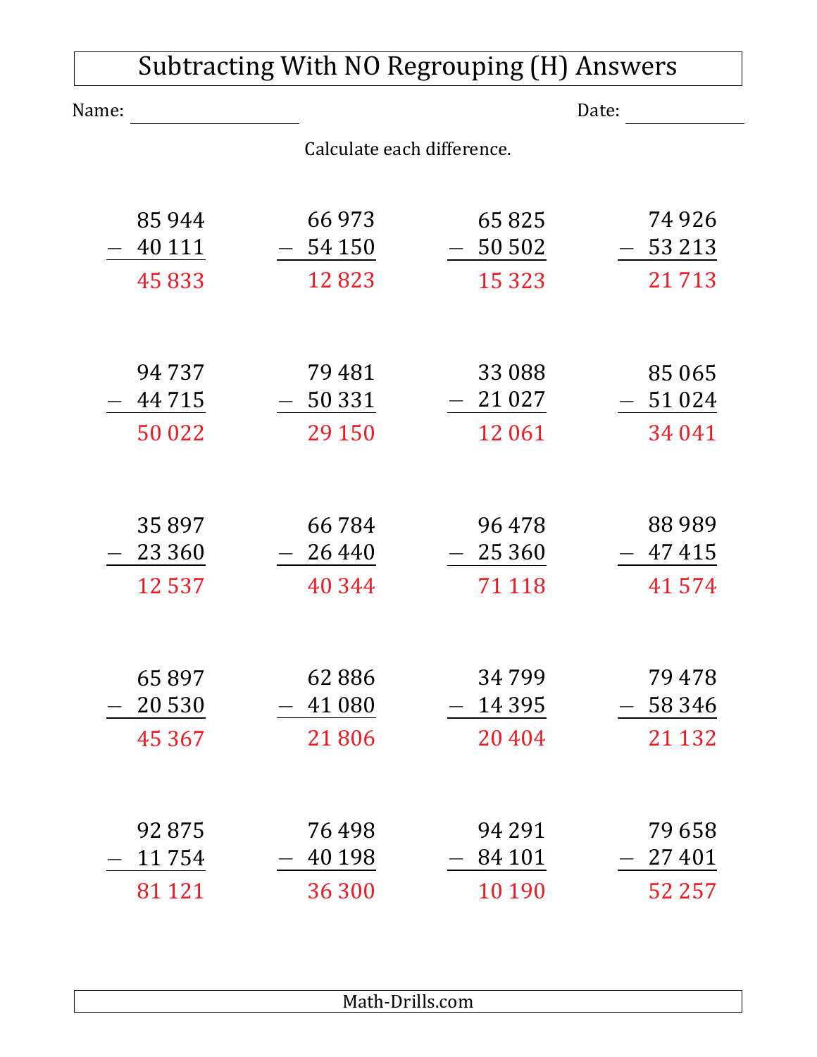# Subtracting With NO Regrouping (H) Answers

Name: ____________________ Date: ____________

Calculate each difference.

| | | | |
|---|---|---|---|
| 85 944 − 40 111 = 45 833 | 66 973 − 54 150 = 12 823 | 65 825 − 50 502 = 15 323 | 74 926 − 53 213 = 21 713 |
| 94 737 − 44 715 = 50 022 | 79 481 − 50 331 = 29 150 | 33 088 − 21 027 = 12 061 | 85 065 − 51 024 = 34 041 |
| 35 897 − 23 360 = 12 537 | 66 784 − 26 440 = 40 344 | 96 478 − 25 360 = 71 118 | 88 989 − 47 415 = 41 574 |
| 65 897 − 20 530 = 45 367 | 62 886 − 41 080 = 21 806 | 34 799 − 14 395 = 20 404 | 79 478 − 58 346 = 21 132 |
| 92 875 − 11 754 = 81 121 | 76 498 − 40 198 = 36 300 | 94 291 − 84 101 = 10 190 | 79 658 − 27 401 = 52 257 |

Math-Drills.com